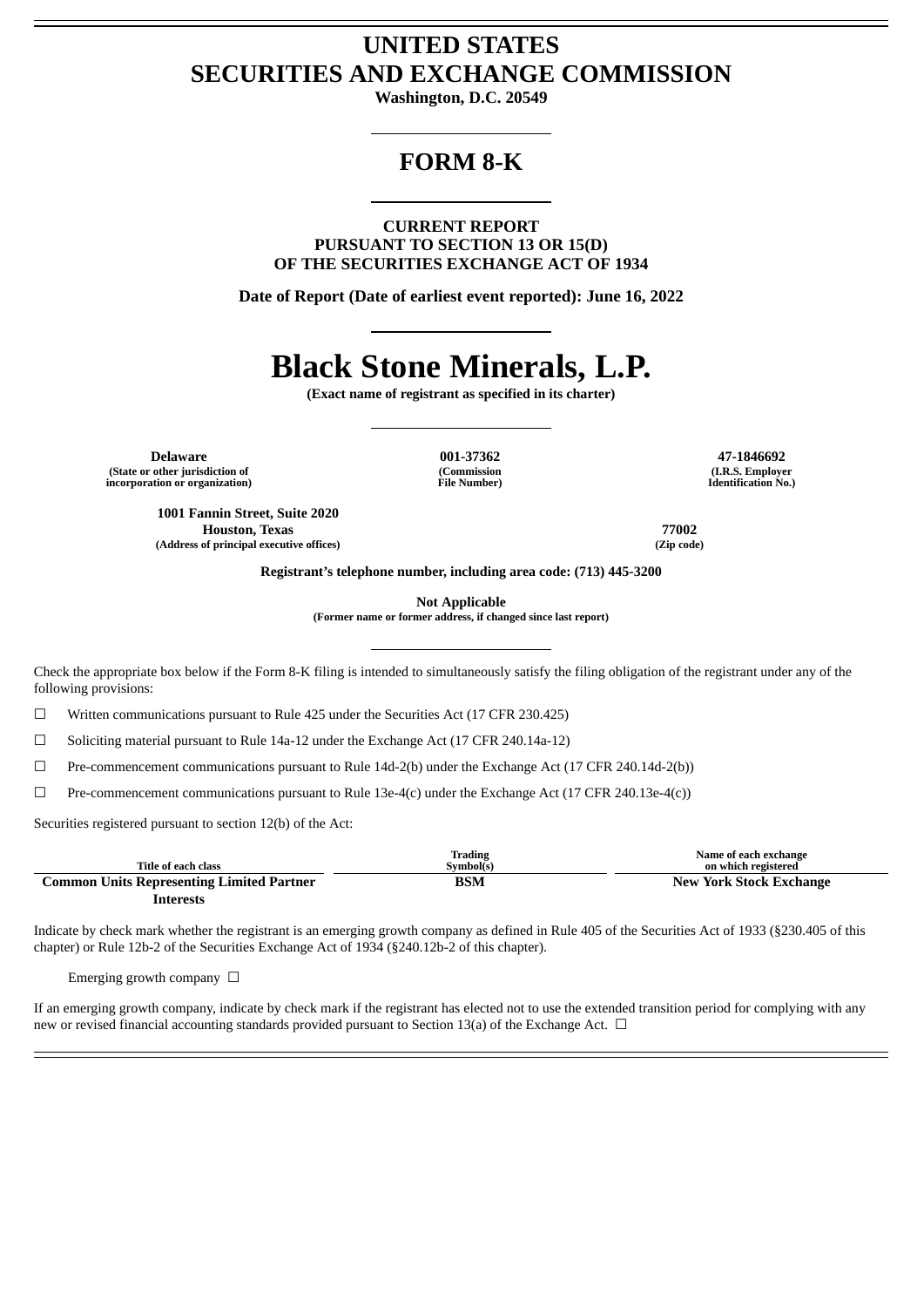# UNITED STATES
# SECURITIES AND EXCHANGE COMMISSION

**Washington, D.C. 20549**

---

# FORM 8-K

---

**CURRENT REPORT**
**PURSUANT TO SECTION 13 OR 15(D)**
**OF THE SECURITIES EXCHANGE ACT OF 1934**

**Date of Report (Date of earliest event reported): June 16, 2022**

---

# Black Stone Minerals, L.P.

**(Exact name of registrant as specified in its charter)**

---

| Delaware | 001-37362 | 47-1846692 |
|---|---|---|
| (State or other jurisdiction of incorporation or organization) | (Commission File Number) | (I.R.S. Employer Identification No.) |

| 1001 Fannin Street, Suite 2020 Houston, Texas | 77002 |
|---|---|
| (Address of principal executive offices) | (Zip code) |

**Registrant's telephone number, including area code: (713) 445-3200**

**Not Applicable**
**(Former name or former address, if changed since last report)**

---

Check the appropriate box below if the Form 8-K filing is intended to simultaneously satisfy the filing obligation of the registrant under any of the following provisions:

☐ Written communications pursuant to Rule 425 under the Securities Act (17 CFR 230.425)

☐ Soliciting material pursuant to Rule 14a-12 under the Exchange Act (17 CFR 240.14a-12)

☐ Pre-commencement communications pursuant to Rule 14d-2(b) under the Exchange Act (17 CFR 240.14d-2(b))

☐ Pre-commencement communications pursuant to Rule 13e-4(c) under the Exchange Act (17 CFR 240.13e-4(c))

Securities registered pursuant to section 12(b) of the Act:

| Title of each class | Trading Symbol(s) | Name of each exchange on which registered |
|---|---|---|
| **Common Units Representing Limited Partner Interests** | **BSM** | **New York Stock Exchange** |

Indicate by check mark whether the registrant is an emerging growth company as defined in Rule 405 of the Securities Act of 1933 (§230.405 of this chapter) or Rule 12b-2 of the Securities Exchange Act of 1934 (§240.12b-2 of this chapter).

Emerging growth company ☐

If an emerging growth company, indicate by check mark if the registrant has elected not to use the extended transition period for complying with any new or revised financial accounting standards provided pursuant to Section 13(a) of the Exchange Act. ☐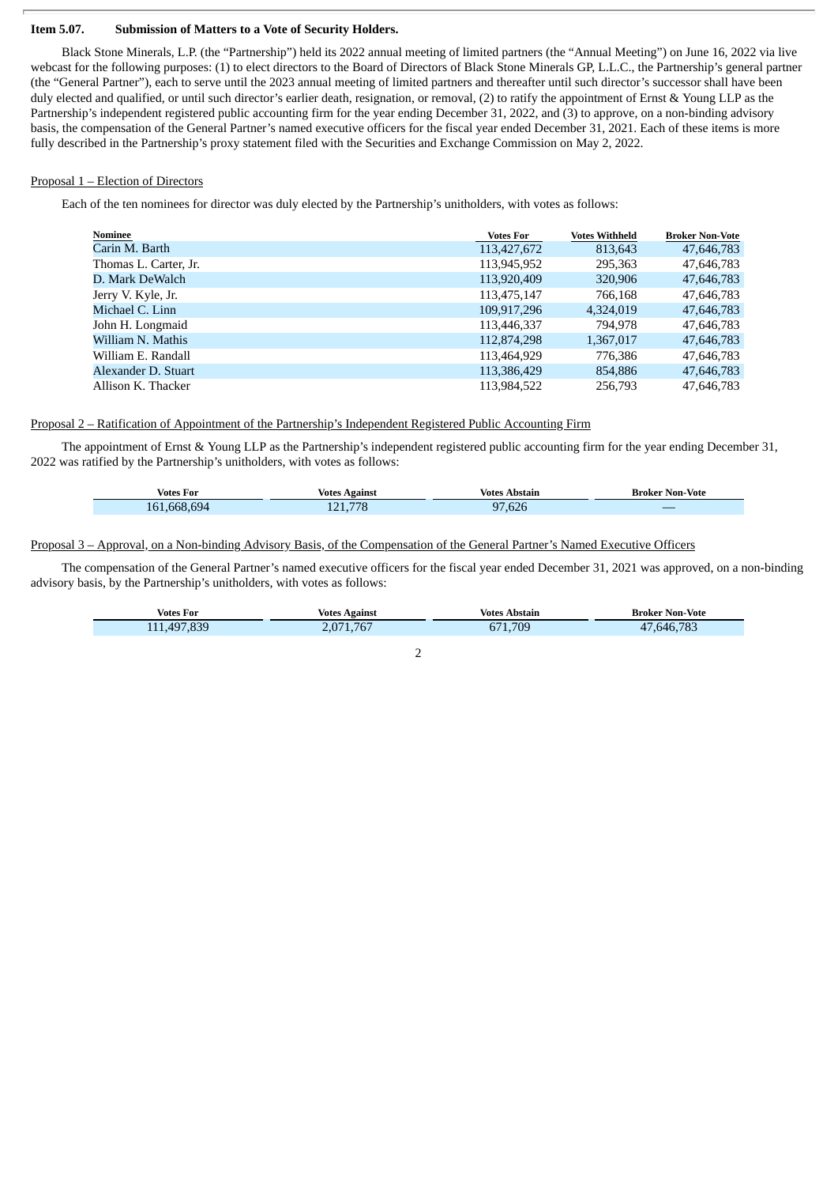**Item 5.07. Submission of Matters to a Vote of Security Holders.**

Black Stone Minerals, L.P. (the "Partnership") held its 2022 annual meeting of limited partners (the "Annual Meeting") on June 16, 2022 via live webcast for the following purposes: (1) to elect directors to the Board of Directors of Black Stone Minerals GP, L.L.C., the Partnership's general partner (the "General Partner"), each to serve until the 2023 annual meeting of limited partners and thereafter until such director's successor shall have been duly elected and qualified, or until such director's earlier death, resignation, or removal, (2) to ratify the appointment of Ernst & Young LLP as the Partnership's independent registered public accounting firm for the year ending December 31, 2022, and (3) to approve, on a non-binding advisory basis, the compensation of the General Partner's named executive officers for the fiscal year ended December 31, 2021. Each of these items is more fully described in the Partnership's proxy statement filed with the Securities and Exchange Commission on May 2, 2022.

Proposal 1 – Election of Directors

Each of the ten nominees for director was duly elected by the Partnership's unitholders, with votes as follows:

| Nominee | Votes For | Votes Withheld | Broker Non-Vote |
|---|---|---|---|
| Carin M. Barth | 113,427,672 | 813,643 | 47,646,783 |
| Thomas L. Carter, Jr. | 113,945,952 | 295,363 | 47,646,783 |
| D. Mark DeWalch | 113,920,409 | 320,906 | 47,646,783 |
| Jerry V. Kyle, Jr. | 113,475,147 | 766,168 | 47,646,783 |
| Michael C. Linn | 109,917,296 | 4,324,019 | 47,646,783 |
| John H. Longmaid | 113,446,337 | 794,978 | 47,646,783 |
| William N. Mathis | 112,874,298 | 1,367,017 | 47,646,783 |
| William E. Randall | 113,464,929 | 776,386 | 47,646,783 |
| Alexander D. Stuart | 113,386,429 | 854,886 | 47,646,783 |
| Allison K. Thacker | 113,984,522 | 256,793 | 47,646,783 |

Proposal 2 – Ratification of Appointment of the Partnership's Independent Registered Public Accounting Firm

The appointment of Ernst & Young LLP as the Partnership's independent registered public accounting firm for the year ending December 31, 2022 was ratified by the Partnership's unitholders, with votes as follows:

| Votes For | Votes Against | Votes Abstain | Broker Non-Vote |
|---|---|---|---|
| 161,668,694 | 121,778 | 97,626 | — |

Proposal 3 – Approval, on a Non-binding Advisory Basis, of the Compensation of the General Partner's Named Executive Officers

The compensation of the General Partner's named executive officers for the fiscal year ended December 31, 2021 was approved, on a non-binding advisory basis, by the Partnership's unitholders, with votes as follows:

| Votes For | Votes Against | Votes Abstain | Broker Non-Vote |
|---|---|---|---|
| 111,497,839 | 2,071,767 | 671,709 | 47,646,783 |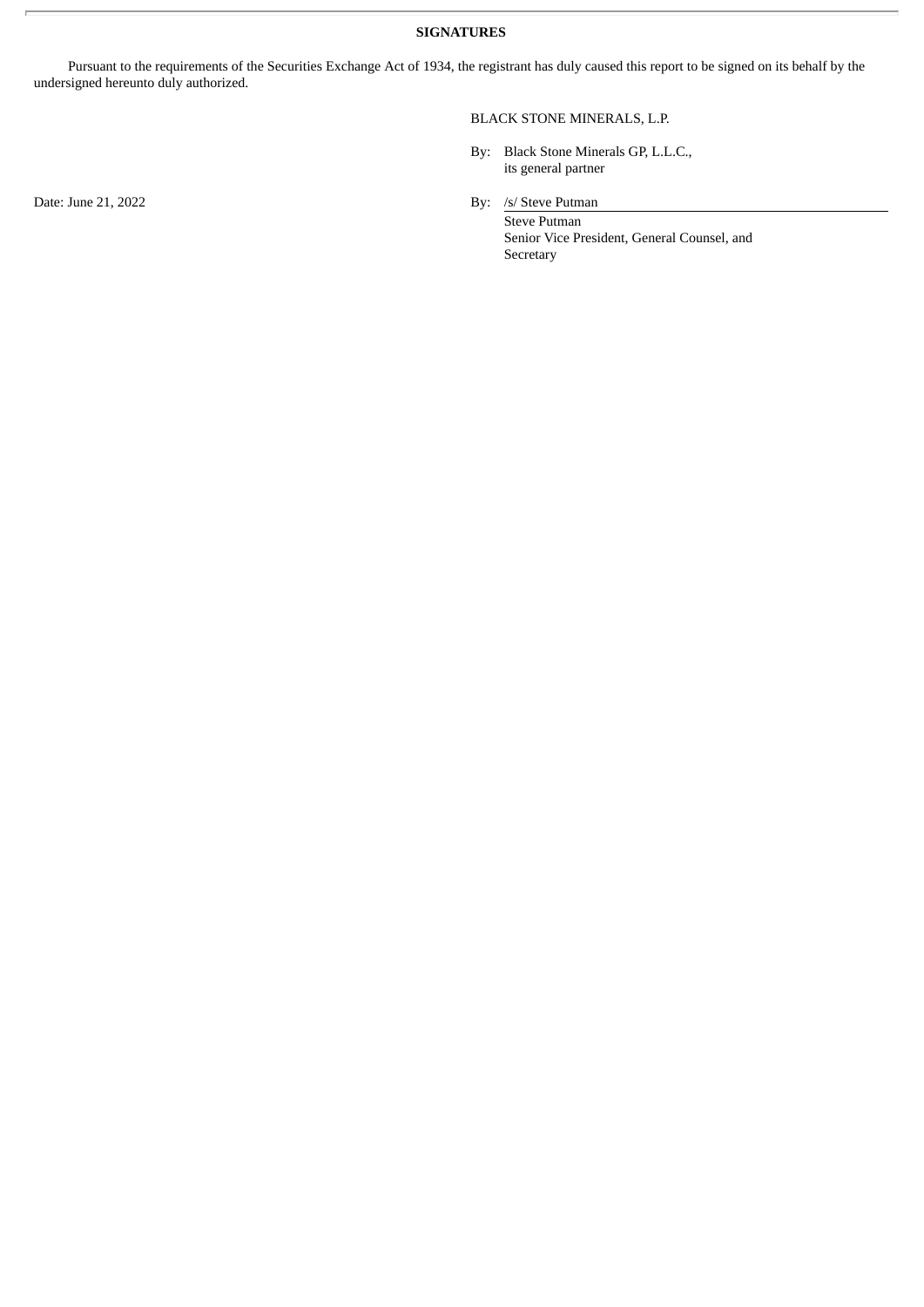**SIGNATURES**

Pursuant to the requirements of the Securities Exchange Act of 1934, the registrant has duly caused this report to be signed on its behalf by the undersigned hereunto duly authorized.

BLACK STONE MINERALS, L.P.

By: Black Stone Minerals GP, L.L.C., its general partner

Date: June 21, 2022

By: /s/ Steve Putman
Steve Putman
Senior Vice President, General Counsel, and Secretary